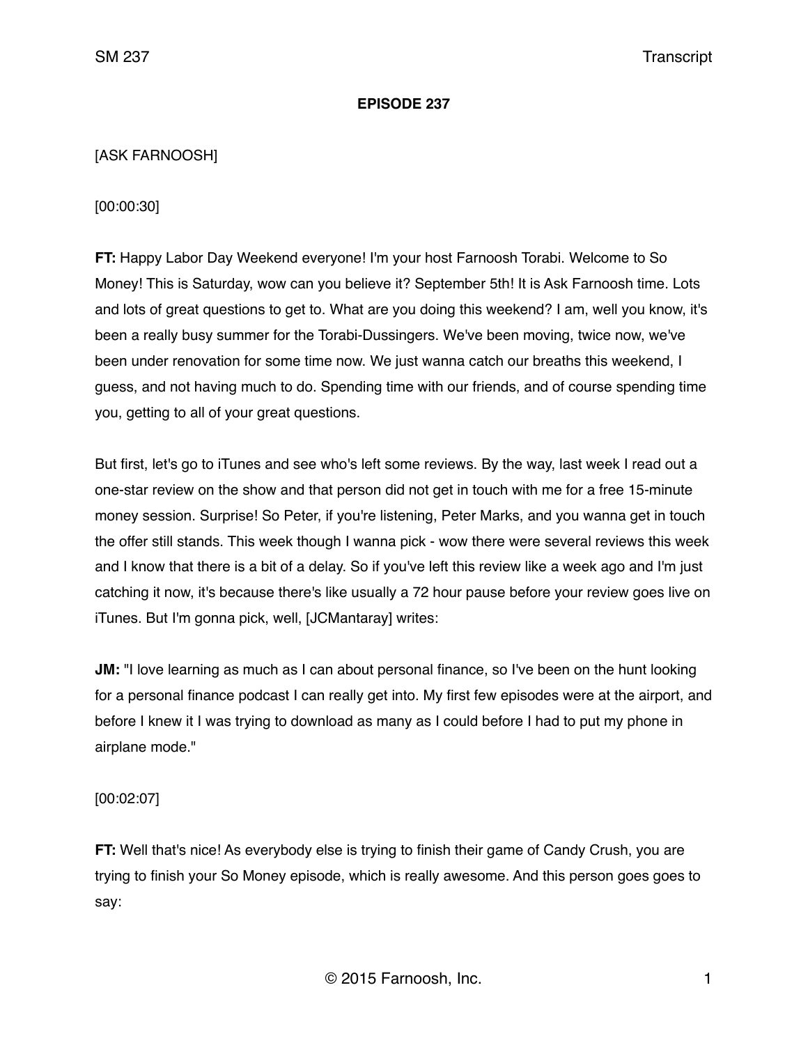**EPISODE 237**

[ASK FARNOOSH]

[00:00:30]

**FT:** Happy Labor Day Weekend everyone! I'm your host Farnoosh Torabi. Welcome to So Money! This is Saturday, wow can you believe it? September 5th! It is Ask Farnoosh time. Lots and lots of great questions to get to. What are you doing this weekend? I am, well you know, it's been a really busy summer for the Torabi-Dussingers. We've been moving, twice now, we've been under renovation for some time now. We just wanna catch our breaths this weekend, I guess, and not having much to do. Spending time with our friends, and of course spending time you, getting to all of your great questions.

But first, let's go to iTunes and see who's left some reviews. By the way, last week I read out a one-star review on the show and that person did not get in touch with me for a free 15-minute money session. Surprise! So Peter, if you're listening, Peter Marks, and you wanna get in touch the offer still stands. This week though I wanna pick - wow there were several reviews this week and I know that there is a bit of a delay. So if you've left this review like a week ago and I'm just catching it now, it's because there's like usually a 72 hour pause before your review goes live on iTunes. But I'm gonna pick, well, [JCMantaray] writes:

**JM:** "I love learning as much as I can about personal finance, so I've been on the hunt looking for a personal finance podcast I can really get into. My first few episodes were at the airport, and before I knew it I was trying to download as many as I could before I had to put my phone in airplane mode."

[00:02:07]

**FT:** Well that's nice! As everybody else is trying to finish their game of Candy Crush, you are trying to finish your So Money episode, which is really awesome. And this person goes goes to say: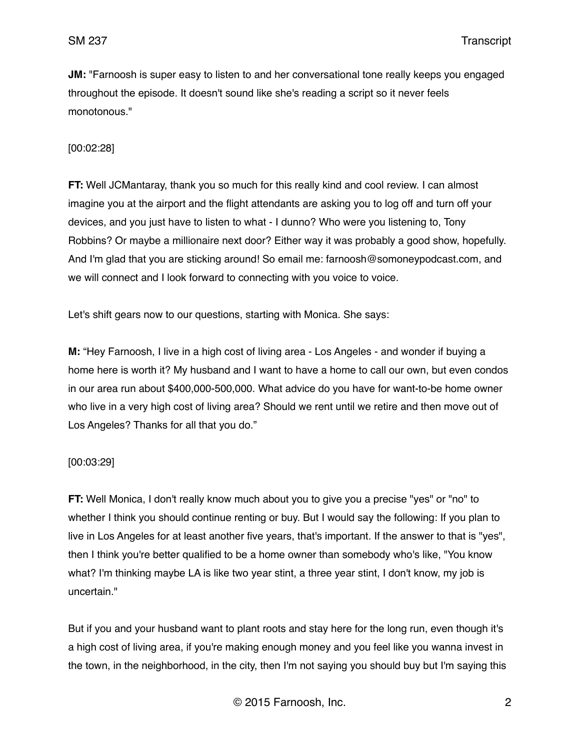**JM:** "Farnoosh is super easy to listen to and her conversational tone really keeps you engaged throughout the episode. It doesn't sound like she's reading a script so it never feels monotonous."

[00:02:28]

**FT:** Well JCMantaray, thank you so much for this really kind and cool review. I can almost imagine you at the airport and the flight attendants are asking you to log off and turn off your devices, and you just have to listen to what - I dunno? Who were you listening to, Tony Robbins? Or maybe a millionaire next door? Either way it was probably a good show, hopefully. And I'm glad that you are sticking around! So email me: farnoosh@somoneypodcast.com, and we will connect and I look forward to connecting with you voice to voice.

Let's shift gears now to our questions, starting with Monica. She says:

**M:** "Hey Farnoosh, I live in a high cost of living area - Los Angeles - and wonder if buying a home here is worth it? My husband and I want to have a home to call our own, but even condos in our area run about $400,000-500,000. What advice do you have for want-to-be home owner who live in a very high cost of living area? Should we rent until we retire and then move out of Los Angeles? Thanks for all that you do."

[00:03:29]

**FT:** Well Monica, I don't really know much about you to give you a precise "yes" or "no" to whether I think you should continue renting or buy. But I would say the following: If you plan to live in Los Angeles for at least another five years, that's important. If the answer to that is "yes", then I think you're better qualified to be a home owner than somebody who's like, "You know what? I'm thinking maybe LA is like two year stint, a three year stint, I don't know, my job is uncertain."

But if you and your husband want to plant roots and stay here for the long run, even though it's a high cost of living area, if you're making enough money and you feel like you wanna invest in the town, in the neighborhood, in the city, then I'm not saying you should buy but I'm saying this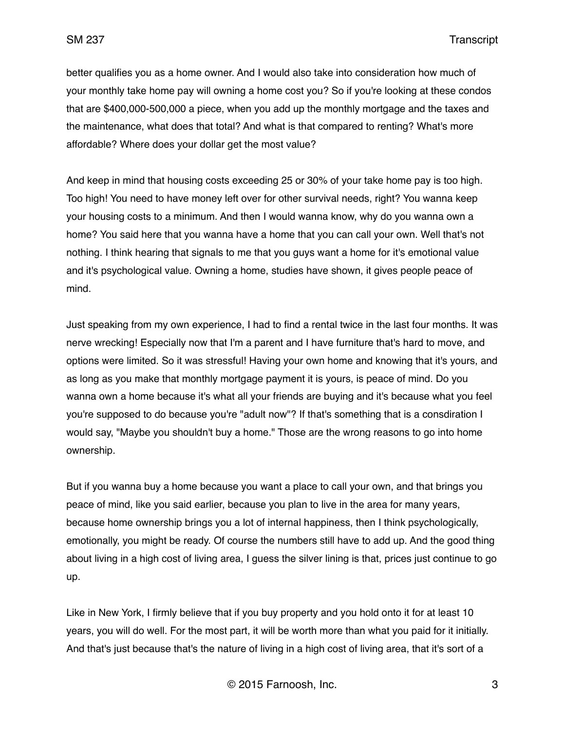better qualifies you as a home owner. And I would also take into consideration how much of your monthly take home pay will owning a home cost you? So if you're looking at these condos that are $400,000-500,000 a piece, when you add up the monthly mortgage and the taxes and the maintenance, what does that total? And what is that compared to renting? What's more affordable? Where does your dollar get the most value?

And keep in mind that housing costs exceeding 25 or 30% of your take home pay is too high. Too high! You need to have money left over for other survival needs, right? You wanna keep your housing costs to a minimum. And then I would wanna know, why do you wanna own a home? You said here that you wanna have a home that you can call your own. Well that's not nothing. I think hearing that signals to me that you guys want a home for it's emotional value and it's psychological value. Owning a home, studies have shown, it gives people peace of mind.

Just speaking from my own experience, I had to find a rental twice in the last four months. It was nerve wrecking! Especially now that I'm a parent and I have furniture that's hard to move, and options were limited. So it was stressful! Having your own home and knowing that it's yours, and as long as you make that monthly mortgage payment it is yours, is peace of mind. Do you wanna own a home because it's what all your friends are buying and it's because what you feel you're supposed to do because you're "adult now"? If that's something that is a consdiration I would say, "Maybe you shouldn't buy a home." Those are the wrong reasons to go into home ownership.

But if you wanna buy a home because you want a place to call your own, and that brings you peace of mind, like you said earlier, because you plan to live in the area for many years, because home ownership brings you a lot of internal happiness, then I think psychologically, emotionally, you might be ready. Of course the numbers still have to add up. And the good thing about living in a high cost of living area, I guess the silver lining is that, prices just continue to go up.

Like in New York, I firmly believe that if you buy property and you hold onto it for at least 10 years, you will do well. For the most part, it will be worth more than what you paid for it initially. And that's just because that's the nature of living in a high cost of living area, that it's sort of a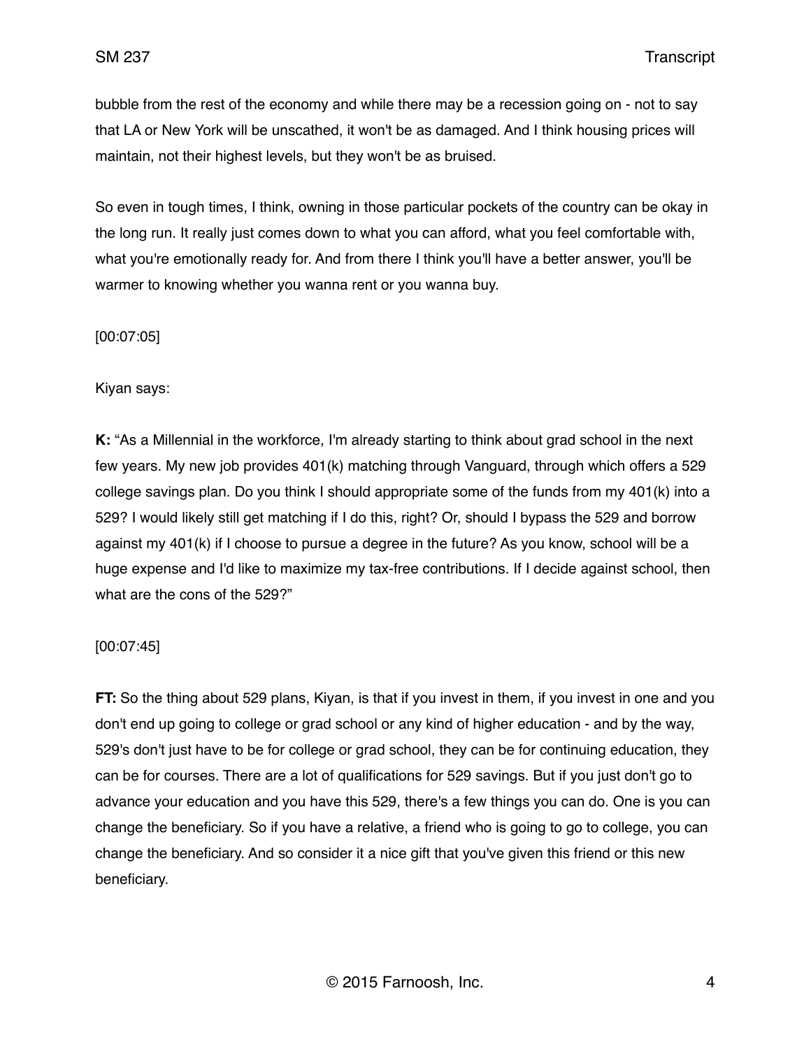bubble from the rest of the economy and while there may be a recession going on - not to say that LA or New York will be unscathed, it won't be as damaged. And I think housing prices will maintain, not their highest levels, but they won't be as bruised.

So even in tough times, I think, owning in those particular pockets of the country can be okay in the long run. It really just comes down to what you can afford, what you feel comfortable with, what you're emotionally ready for. And from there I think you'll have a better answer, you'll be warmer to knowing whether you wanna rent or you wanna buy.

[00:07:05]

Kiyan says:

**K:** "As a Millennial in the workforce, I'm already starting to think about grad school in the next few years. My new job provides 401(k) matching through Vanguard, through which offers a 529 college savings plan. Do you think I should appropriate some of the funds from my 401(k) into a 529? I would likely still get matching if I do this, right? Or, should I bypass the 529 and borrow against my 401(k) if I choose to pursue a degree in the future? As you know, school will be a huge expense and I'd like to maximize my tax-free contributions. If I decide against school, then what are the cons of the 529?"

[00:07:45]

**FT:** So the thing about 529 plans, Kiyan, is that if you invest in them, if you invest in one and you don't end up going to college or grad school or any kind of higher education - and by the way, 529's don't just have to be for college or grad school, they can be for continuing education, they can be for courses. There are a lot of qualifications for 529 savings. But if you just don't go to advance your education and you have this 529, there's a few things you can do. One is you can change the beneficiary. So if you have a relative, a friend who is going to go to college, you can change the beneficiary. And so consider it a nice gift that you've given this friend or this new beneficiary.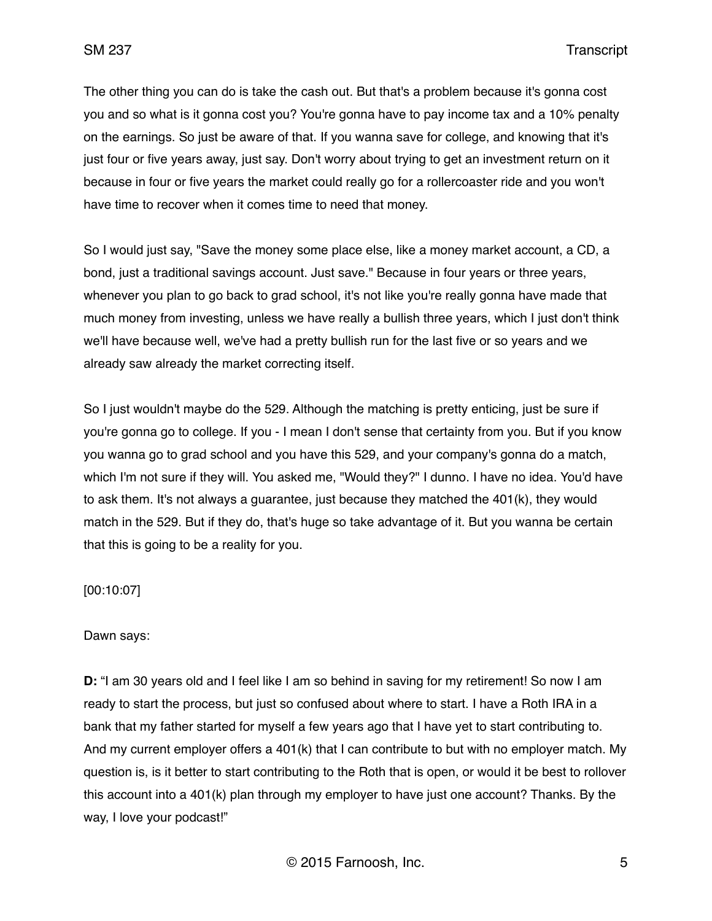The other thing you can do is take the cash out. But that's a problem because it's gonna cost you and so what is it gonna cost you? You're gonna have to pay income tax and a 10% penalty on the earnings. So just be aware of that. If you wanna save for college, and knowing that it's just four or five years away, just say. Don't worry about trying to get an investment return on it because in four or five years the market could really go for a rollercoaster ride and you won't have time to recover when it comes time to need that money.

So I would just say, "Save the money some place else, like a money market account, a CD, a bond, just a traditional savings account. Just save." Because in four years or three years, whenever you plan to go back to grad school, it's not like you're really gonna have made that much money from investing, unless we have really a bullish three years, which I just don't think we'll have because well, we've had a pretty bullish run for the last five or so years and we already saw already the market correcting itself.

So I just wouldn't maybe do the 529. Although the matching is pretty enticing, just be sure if you're gonna go to college. If you - I mean I don't sense that certainty from you. But if you know you wanna go to grad school and you have this 529, and your company's gonna do a match, which I'm not sure if they will. You asked me, "Would they?" I dunno. I have no idea. You'd have to ask them. It's not always a guarantee, just because they matched the 401(k), they would match in the 529. But if they do, that's huge so take advantage of it. But you wanna be certain that this is going to be a reality for you.

[00:10:07]

Dawn says:

**D:** "I am 30 years old and I feel like I am so behind in saving for my retirement! So now I am ready to start the process, but just so confused about where to start. I have a Roth IRA in a bank that my father started for myself a few years ago that I have yet to start contributing to. And my current employer offers a 401(k) that I can contribute to but with no employer match. My question is, is it better to start contributing to the Roth that is open, or would it be best to rollover this account into a 401(k) plan through my employer to have just one account? Thanks. By the way, I love your podcast!"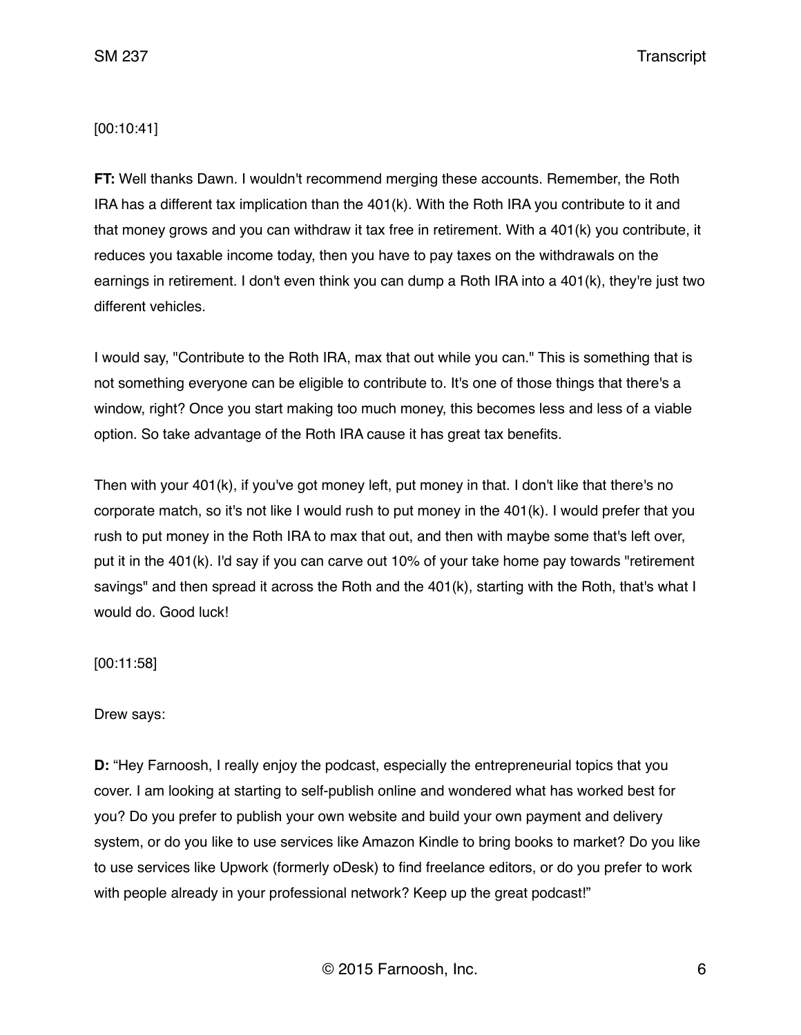[00:10:41]

**FT:** Well thanks Dawn. I wouldn't recommend merging these accounts. Remember, the Roth IRA has a different tax implication than the 401(k). With the Roth IRA you contribute to it and that money grows and you can withdraw it tax free in retirement. With a 401(k) you contribute, it reduces you taxable income today, then you have to pay taxes on the withdrawals on the earnings in retirement. I don't even think you can dump a Roth IRA into a 401(k), they're just two different vehicles.

I would say, "Contribute to the Roth IRA, max that out while you can." This is something that is not something everyone can be eligible to contribute to. It's one of those things that there's a window, right? Once you start making too much money, this becomes less and less of a viable option. So take advantage of the Roth IRA cause it has great tax benefits.

Then with your 401(k), if you've got money left, put money in that. I don't like that there's no corporate match, so it's not like I would rush to put money in the 401(k). I would prefer that you rush to put money in the Roth IRA to max that out, and then with maybe some that's left over, put it in the 401(k). I'd say if you can carve out 10% of your take home pay towards "retirement savings" and then spread it across the Roth and the 401(k), starting with the Roth, that's what I would do. Good luck!

[00:11:58]

Drew says:

**D:** "Hey Farnoosh, I really enjoy the podcast, especially the entrepreneurial topics that you cover. I am looking at starting to self-publish online and wondered what has worked best for you? Do you prefer to publish your own website and build your own payment and delivery system, or do you like to use services like Amazon Kindle to bring books to market? Do you like to use services like Upwork (formerly oDesk) to find freelance editors, or do you prefer to work with people already in your professional network? Keep up the great podcast!"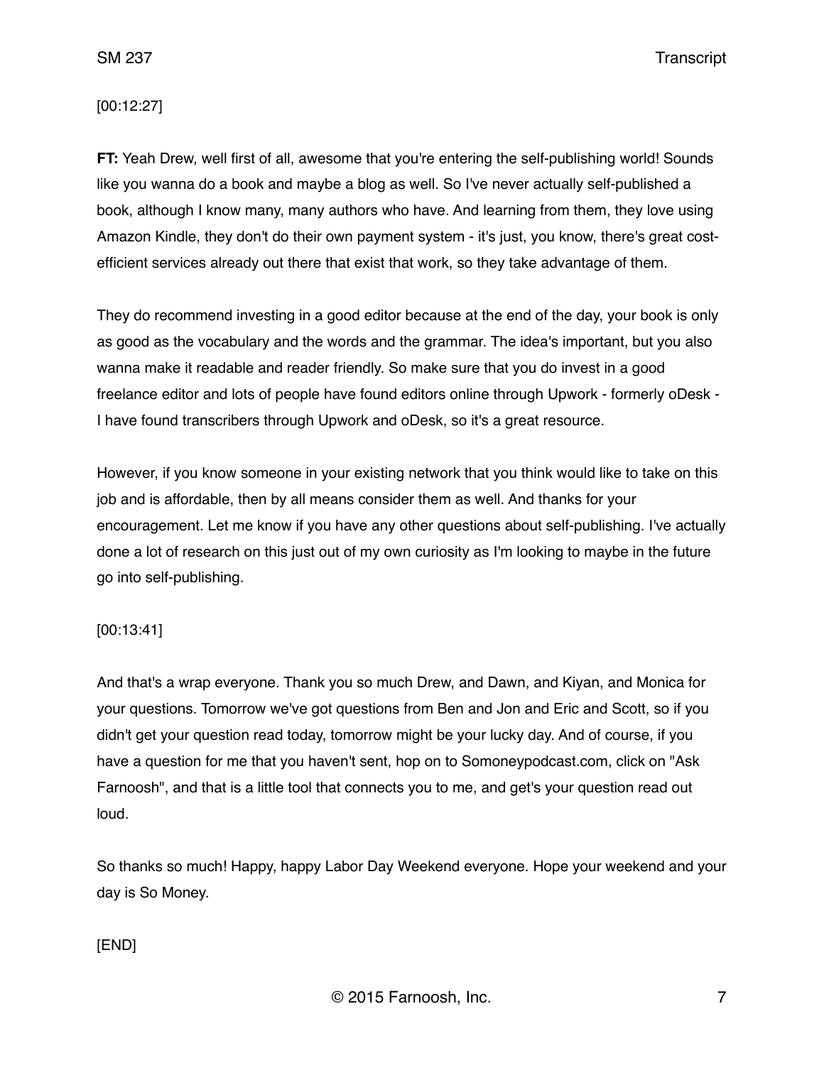[00:12:27]

**FT:** Yeah Drew, well first of all, awesome that you're entering the self-publishing world! Sounds like you wanna do a book and maybe a blog as well. So I've never actually self-published a book, although I know many, many authors who have. And learning from them, they love using Amazon Kindle, they don't do their own payment system - it's just, you know, there's great cost-efficient services already out there that exist that work, so they take advantage of them.

They do recommend investing in a good editor because at the end of the day, your book is only as good as the vocabulary and the words and the grammar. The idea's important, but you also wanna make it readable and reader friendly. So make sure that you do invest in a good freelance editor and lots of people have found editors online through Upwork - formerly oDesk - I have found transcribers through Upwork and oDesk, so it's a great resource.

However, if you know someone in your existing network that you think would like to take on this job and is affordable, then by all means consider them as well. And thanks for your encouragement. Let me know if you have any other questions about self-publishing. I've actually done a lot of research on this just out of my own curiosity as I'm looking to maybe in the future go into self-publishing.

[00:13:41]

And that's a wrap everyone. Thank you so much Drew, and Dawn, and Kiyan, and Monica for your questions. Tomorrow we've got questions from Ben and Jon and Eric and Scott, so if you didn't get your question read today, tomorrow might be your lucky day. And of course, if you have a question for me that you haven't sent, hop on to Somoneypodcast.com, click on "Ask Farnoosh", and that is a little tool that connects you to me, and get's your question read out loud.

So thanks so much! Happy, happy Labor Day Weekend everyone. Hope your weekend and your day is So Money.

[END]

© 2015 Farnoosh, Inc.